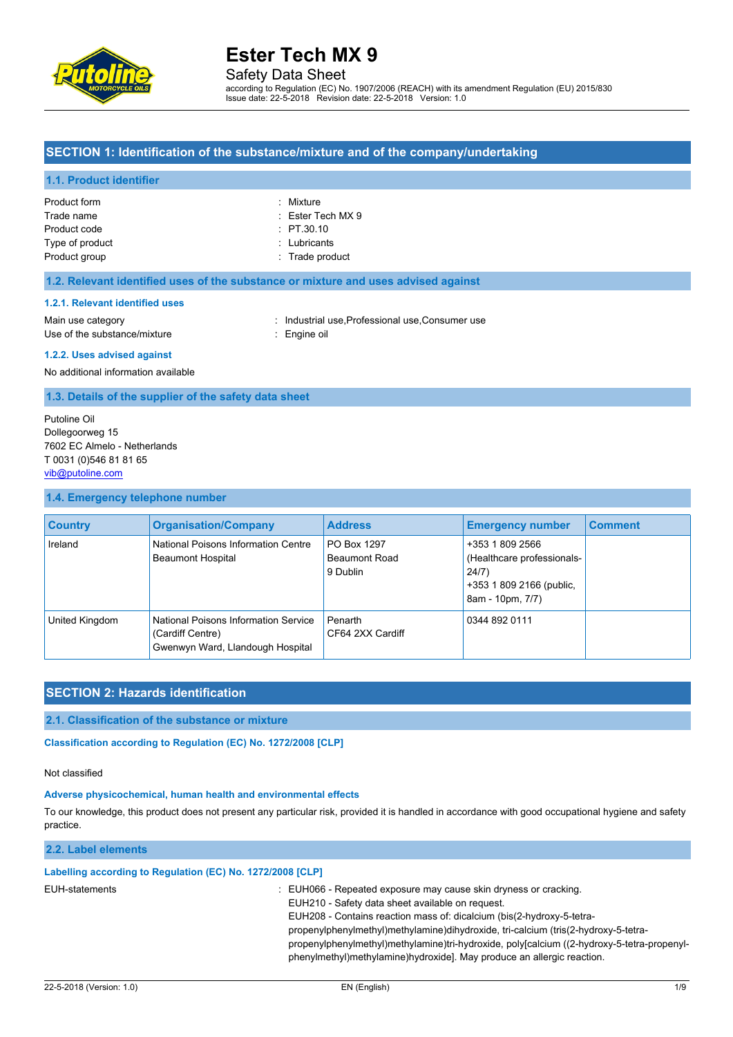# Ester Tech MX 9

Safety Data Sheet

according to Regulation (EC) No. 1907/2006 (REACH) with its amendment Regulation (EU) 2015/830
Issue date: 22-5-2018 Revision date: 22-5-2018 Version: 1.0

## SECTION 1: Identification of the substance/mixture and of the company/undertaking

### 1.1. Product identifier

| | |
|---|---|
| Product form | : Mixture |
| Trade name | : Ester Tech MX 9 |
| Product code | : PT.30.10 |
| Type of product | : Lubricants |
| Product group | : Trade product |

### 1.2. Relevant identified uses of the substance or mixture and uses advised against

#### 1.2.1. Relevant identified uses

| | |
|---|---|
| Main use category | : Industrial use,Professional use,Consumer use |
| Use of the substance/mixture | : Engine oil |

#### 1.2.2. Uses advised against

No additional information available

### 1.3. Details of the supplier of the safety data sheet

Putoline Oil
Dollegoorweg 15
7602 EC Almelo - Netherlands
T 0031 (0)546 81 81 65
vib@putoline.com

### 1.4. Emergency telephone number

| Country | Organisation/Company | Address | Emergency number | Comment |
|---|---|---|---|---|
| Ireland | National Poisons Information Centre<br>Beaumont Hospital | PO Box 1297<br>Beaumont Road<br>9 Dublin | +353 1 809 2566 (Healthcare professionals-24/7)<br>+353 1 809 2166 (public, 8am - 10pm, 7/7) | |
| United Kingdom | National Poisons Information Service (Cardiff Centre)<br>Gwenwyn Ward, Llandough Hospital | Penarth<br>CF64 2XX Cardiff | 0344 892 0111 | |

## SECTION 2: Hazards identification

### 2.1. Classification of the substance or mixture

#### Classification according to Regulation (EC) No. 1272/2008 [CLP]

Not classified

#### Adverse physicochemical, human health and environmental effects

To our knowledge, this product does not present any particular risk, provided it is handled in accordance with good occupational hygiene and safety practice.

### 2.2. Label elements

#### Labelling according to Regulation (EC) No. 1272/2008 [CLP]

EUH-statements : EUH066 - Repeated exposure may cause skin dryness or cracking.
EUH210 - Safety data sheet available on request.
EUH208 - Contains reaction mass of: dicalcium (bis(2-hydroxy-5-tetra-propenylphenylmethyl)methylamine)dihydroxide, tri-calcium (tris(2-hydroxy-5-tetra-propenylphenylmethyl)methylamine)tri-hydroxide, poly[calcium ((2-hydroxy-5-tetra-propenyl-phenylmethyl)methylamine)hydroxide]. May produce an allergic reaction.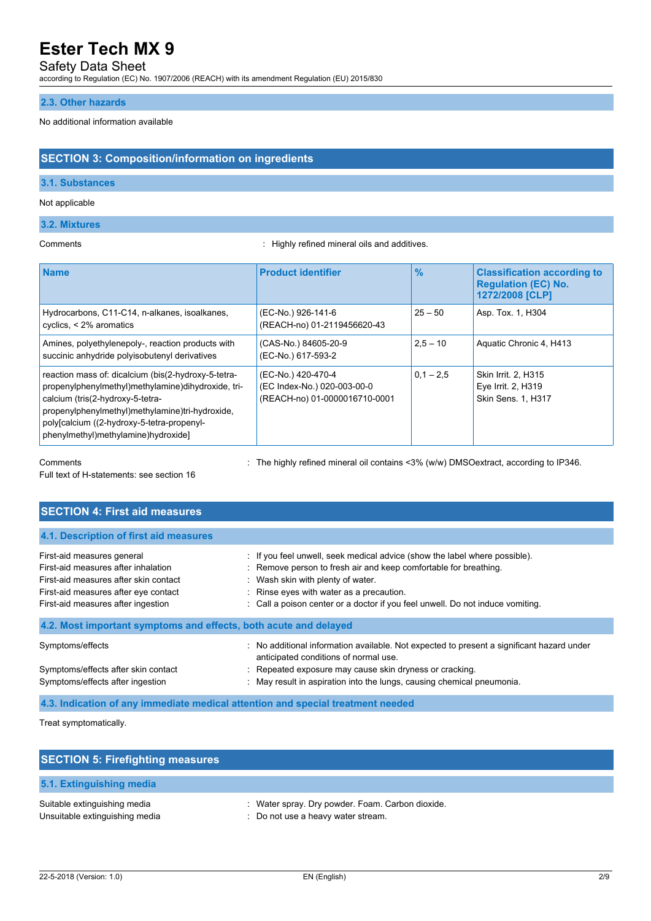### 2.3. Other hazards

No additional information available

## SECTION 3: Composition/information on ingredients

### 3.1. Substances

Not applicable

### 3.2. Mixtures

Comments : Highly refined mineral oils and additives.

| Name | Product identifier | % | Classification according to Regulation (EC) No. 1272/2008 [CLP] |
|---|---|---|---|
| Hydrocarbons, C11-C14, n-alkanes, isoalkanes, cyclics, < 2% aromatics | (EC-No.) 926-141-6<br>(REACH-no) 01-2119456620-43 | 25 – 50 | Asp. Tox. 1, H304 |
| Amines, polyethylenepoly-, reaction products with succinic anhydride polyisobutenyl derivatives | (CAS-No.) 84605-20-9<br>(EC-No.) 617-593-2 | 2,5 – 10 | Aquatic Chronic 4, H413 |
| reaction mass of: dicalcium (bis(2-hydroxy-5-tetra-propenylphenylmethyl)methylamine)dihydroxide, tri-calcium (tris(2-hydroxy-5-tetra-propenylphenylmethyl)methylamine)tri-hydroxide, poly[calcium ((2-hydroxy-5-tetra-propenyl-phenylmethyl)methylamine)hydroxide] | (EC-No.) 420-470-4<br>(EC Index-No.) 020-003-00-0<br>(REACH-no) 01-0000016710-0001 | 0,1 – 2,5 | Skin Irrit. 2, H315<br>Eye Irrit. 2, H319<br>Skin Sens. 1, H317 |

Comments : The highly refined mineral oil contains <3% (w/w) DMSOextract, according to IP346.

Full text of H-statements: see section 16

## SECTION 4: First aid measures

### 4.1. Description of first aid measures

First-aid measures general : If you feel unwell, seek medical advice (show the label where possible).

First-aid measures after inhalation : Remove person to fresh air and keep comfortable for breathing.

First-aid measures after skin contact : Wash skin with plenty of water.

First-aid measures after eye contact : Rinse eyes with water as a precaution.

First-aid measures after ingestion : Call a poison center or a doctor if you feel unwell. Do not induce vomiting.

### 4.2. Most important symptoms and effects, both acute and delayed

Symptoms/effects : No additional information available. Not expected to present a significant hazard under anticipated conditions of normal use.

Symptoms/effects after skin contact : Repeated exposure may cause skin dryness or cracking.

Symptoms/effects after ingestion : May result in aspiration into the lungs, causing chemical pneumonia.

### 4.3. Indication of any immediate medical attention and special treatment needed

Treat symptomatically.

## SECTION 5: Firefighting measures

### 5.1. Extinguishing media

Suitable extinguishing media : Water spray. Dry powder. Foam. Carbon dioxide.

Unsuitable extinguishing media : Do not use a heavy water stream.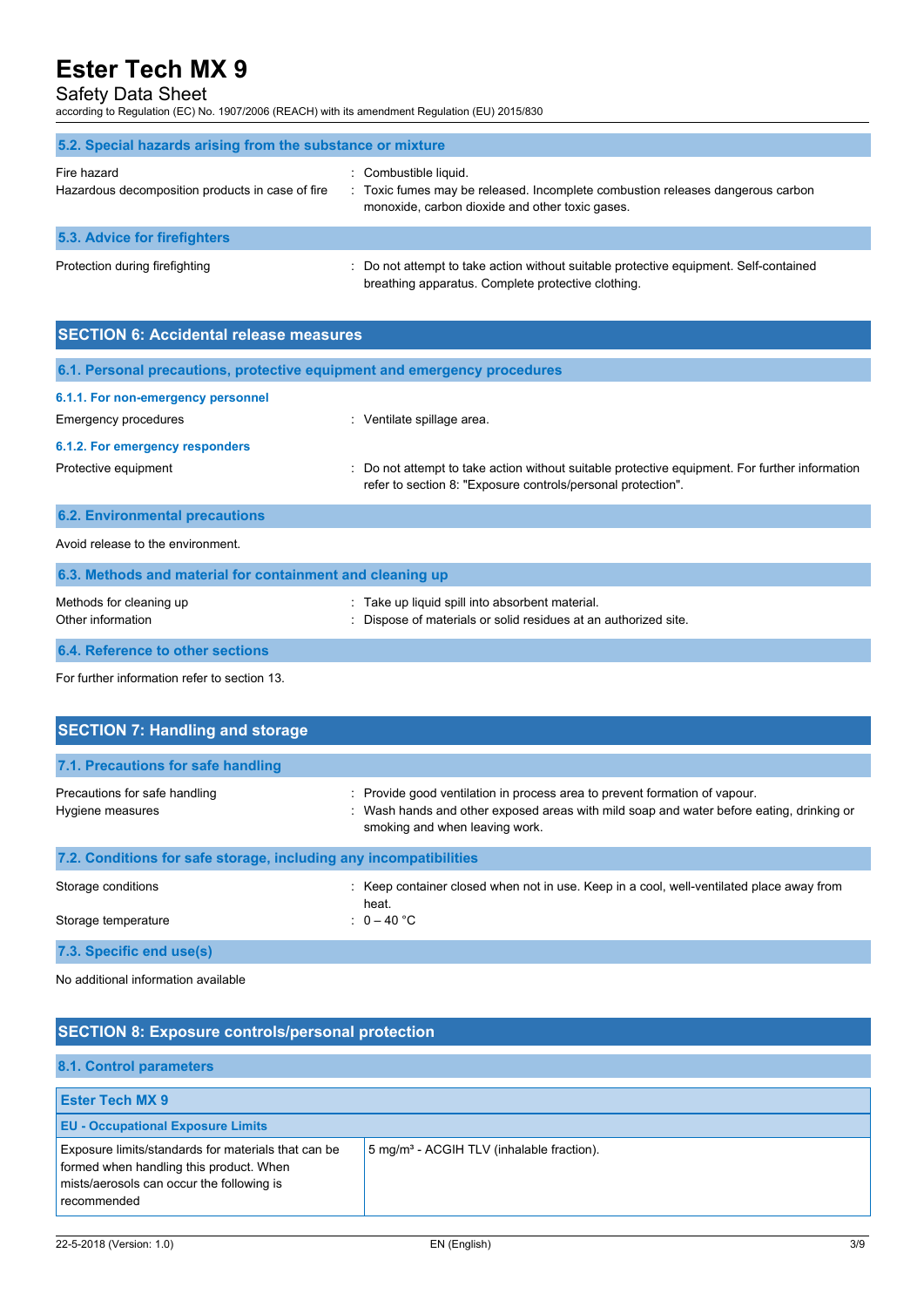### 5.2. Special hazards arising from the substance or mixture

| | |
|---|---|
| Fire hazard | : Combustible liquid. |
| Hazardous decomposition products in case of fire | : Toxic fumes may be released. Incomplete combustion releases dangerous carbon monoxide, carbon dioxide and other toxic gases. |

### 5.3. Advice for firefighters

| | |
|---|---|
| Protection during firefighting | : Do not attempt to take action without suitable protective equipment. Self-contained breathing apparatus. Complete protective clothing. |

## SECTION 6: Accidental release measures

### 6.1. Personal precautions, protective equipment and emergency procedures

#### 6.1.1. For non-emergency personnel

| | |
|---|---|
| Emergency procedures | : Ventilate spillage area. |

#### 6.1.2. For emergency responders

| | |
|---|---|
| Protective equipment | : Do not attempt to take action without suitable protective equipment. For further information refer to section 8: "Exposure controls/personal protection". |

### 6.2. Environmental precautions

Avoid release to the environment.

### 6.3. Methods and material for containment and cleaning up

| | |
|---|---|
| Methods for cleaning up | : Take up liquid spill into absorbent material. |
| Other information | : Dispose of materials or solid residues at an authorized site. |

### 6.4. Reference to other sections

For further information refer to section 13.

## SECTION 7: Handling and storage

### 7.1. Precautions for safe handling

| | |
|---|---|
| Precautions for safe handling | : Provide good ventilation in process area to prevent formation of vapour. |
| Hygiene measures | : Wash hands and other exposed areas with mild soap and water before eating, drinking or smoking and when leaving work. |

### 7.2. Conditions for safe storage, including any incompatibilities

| | |
|---|---|
| Storage conditions | : Keep container closed when not in use. Keep in a cool, well-ventilated place away from heat. |
| Storage temperature | : 0 – 40 °C |

### 7.3. Specific end use(s)

No additional information available

## SECTION 8: Exposure controls/personal protection

### 8.1. Control parameters

| Ester Tech MX 9 | |
|---|---|
| **EU - Occupational Exposure Limits** | |
| Exposure limits/standards for materials that can be formed when handling this product. When mists/aerosols can occur the following is recommended | 5 mg/m³ - ACGIH TLV (inhalable fraction). |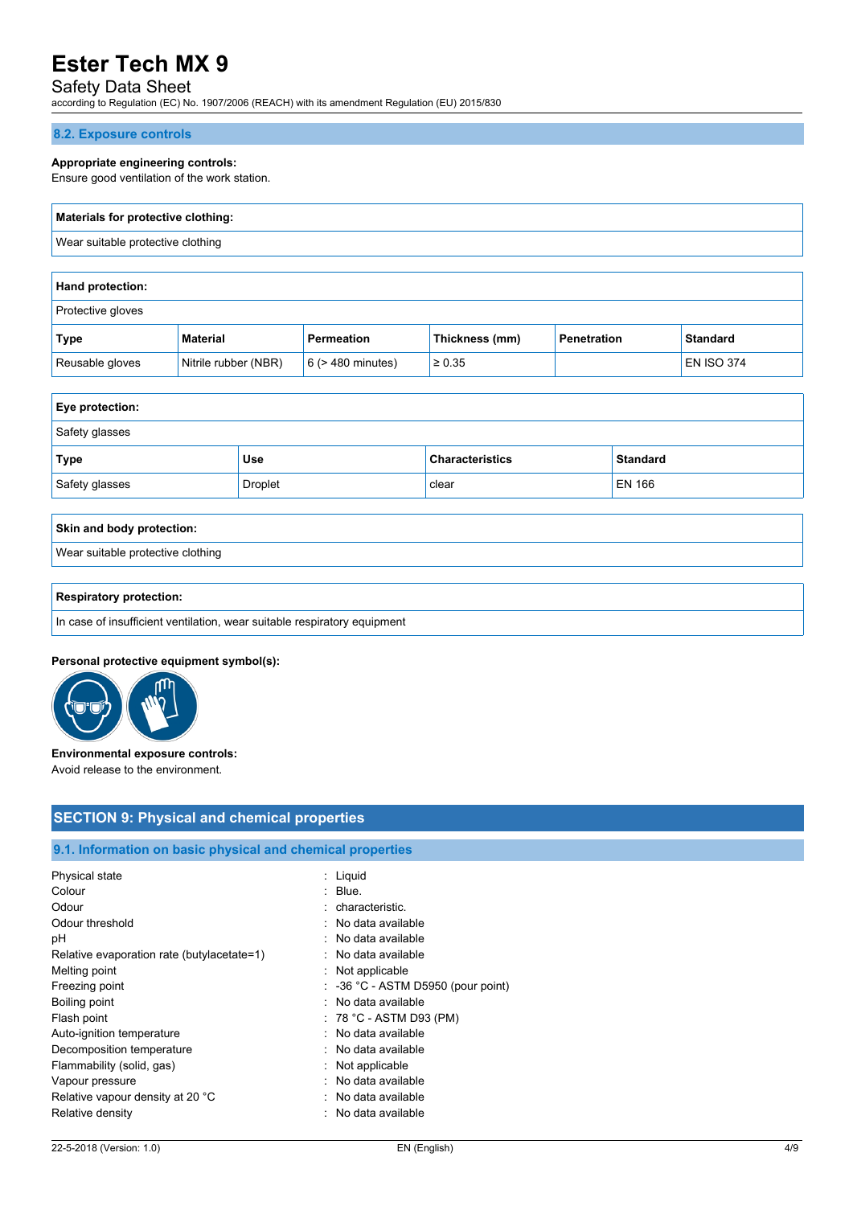### 8.2. Exposure controls

**Appropriate engineering controls:**
Ensure good ventilation of the work station.

| **Materials for protective clothing:** |
| --- |
| Wear suitable protective clothing |

**Hand protection:**

Protective gloves

| Type | Material | Permeation | Thickness (mm) | Penetration | Standard |
| --- | --- | --- | --- | --- | --- |
| Reusable gloves | Nitrile rubber (NBR) | 6 (> 480 minutes) | ≥ 0.35 | | EN ISO 374 |

**Eye protection:**

Safety glasses

| Type | Use | Characteristics | Standard |
| --- | --- | --- | --- |
| Safety glasses | Droplet | clear | EN 166 |

| **Skin and body protection:** |
| --- |
| Wear suitable protective clothing |

| **Respiratory protection:** |
| --- |
| In case of insufficient ventilation, wear suitable respiratory equipment |

**Personal protective equipment symbol(s):**

**Environmental exposure controls:**
Avoid release to the environment.

## SECTION 9: Physical and chemical properties

### 9.1. Information on basic physical and chemical properties

| | |
| --- | --- |
| Physical state | : Liquid |
| Colour | : Blue. |
| Odour | : characteristic. |
| Odour threshold | : No data available |
| pH | : No data available |
| Relative evaporation rate (butylacetate=1) | : No data available |
| Melting point | : Not applicable |
| Freezing point | : -36 °C - ASTM D5950 (pour point) |
| Boiling point | : No data available |
| Flash point | : 78 °C - ASTM D93 (PM) |
| Auto-ignition temperature | : No data available |
| Decomposition temperature | : No data available |
| Flammability (solid, gas) | : Not applicable |
| Vapour pressure | : No data available |
| Relative vapour density at 20 °C | : No data available |
| Relative density | : No data available |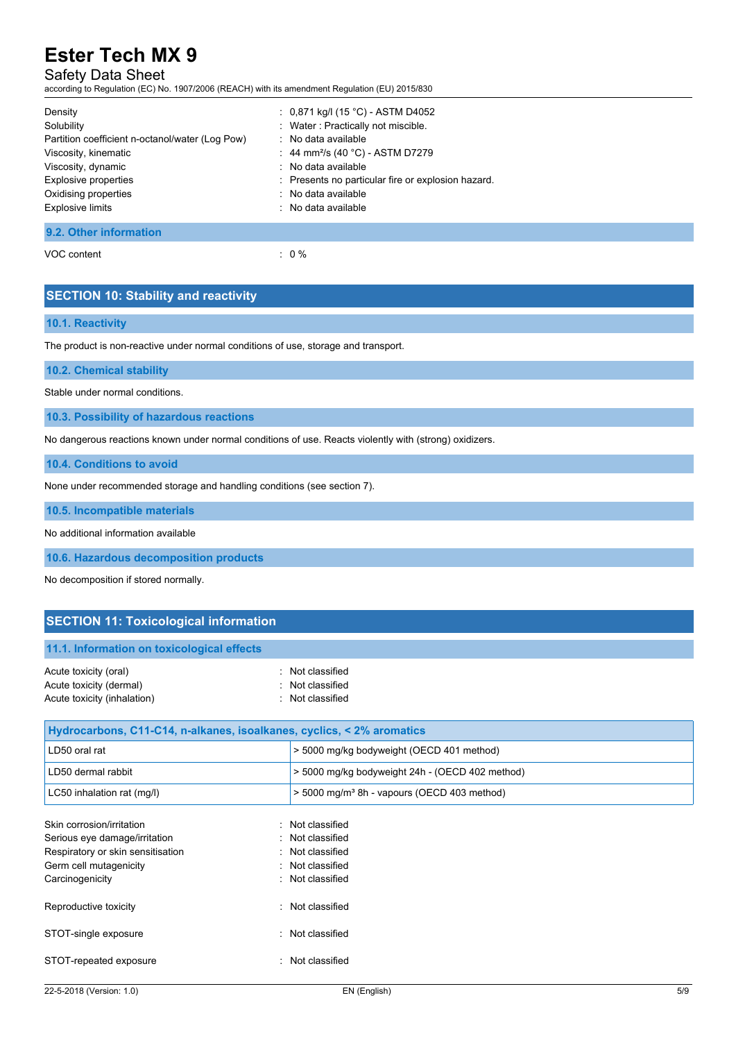| | |
|---|---|
| Density | : 0,871 kg/l (15 °C) - ASTM D4052 |
| Solubility | : Water : Practically not miscible. |
| Partition coefficient n-octanol/water (Log Pow) | : No data available |
| Viscosity, kinematic | : 44 mm²/s (40 °C) - ASTM D7279 |
| Viscosity, dynamic | : No data available |
| Explosive properties | : Presents no particular fire or explosion hazard. |
| Oxidising properties | : No data available |
| Explosive limits | : No data available |

### 9.2. Other information

VOC content : 0 %

## SECTION 10: Stability and reactivity

### 10.1. Reactivity

The product is non-reactive under normal conditions of use, storage and transport.

### 10.2. Chemical stability

Stable under normal conditions.

### 10.3. Possibility of hazardous reactions

No dangerous reactions known under normal conditions of use. Reacts violently with (strong) oxidizers.

### 10.4. Conditions to avoid

None under recommended storage and handling conditions (see section 7).

### 10.5. Incompatible materials

No additional information available

### 10.6. Hazardous decomposition products

No decomposition if stored normally.

## SECTION 11: Toxicological information

### 11.1. Information on toxicological effects

| | |
|---|---|
| Acute toxicity (oral) | : Not classified |
| Acute toxicity (dermal) | : Not classified |
| Acute toxicity (inhalation) | : Not classified |

| Hydrocarbons, C11-C14, n-alkanes, isoalkanes, cyclics, < 2% aromatics | |
|---|---|
| LD50 oral rat | > 5000 mg/kg bodyweight (OECD 401 method) |
| LD50 dermal rabbit | > 5000 mg/kg bodyweight 24h - (OECD 402 method) |
| LC50 inhalation rat (mg/l) | > 5000 mg/m³ 8h - vapours (OECD 403 method) |

| | |
|---|---|
| Skin corrosion/irritation | : Not classified |
| Serious eye damage/irritation | : Not classified |
| Respiratory or skin sensitisation | : Not classified |
| Germ cell mutagenicity | : Not classified |
| Carcinogenicity | : Not classified |
| Reproductive toxicity | : Not classified |
| STOT-single exposure | : Not classified |
| STOT-repeated exposure | : Not classified |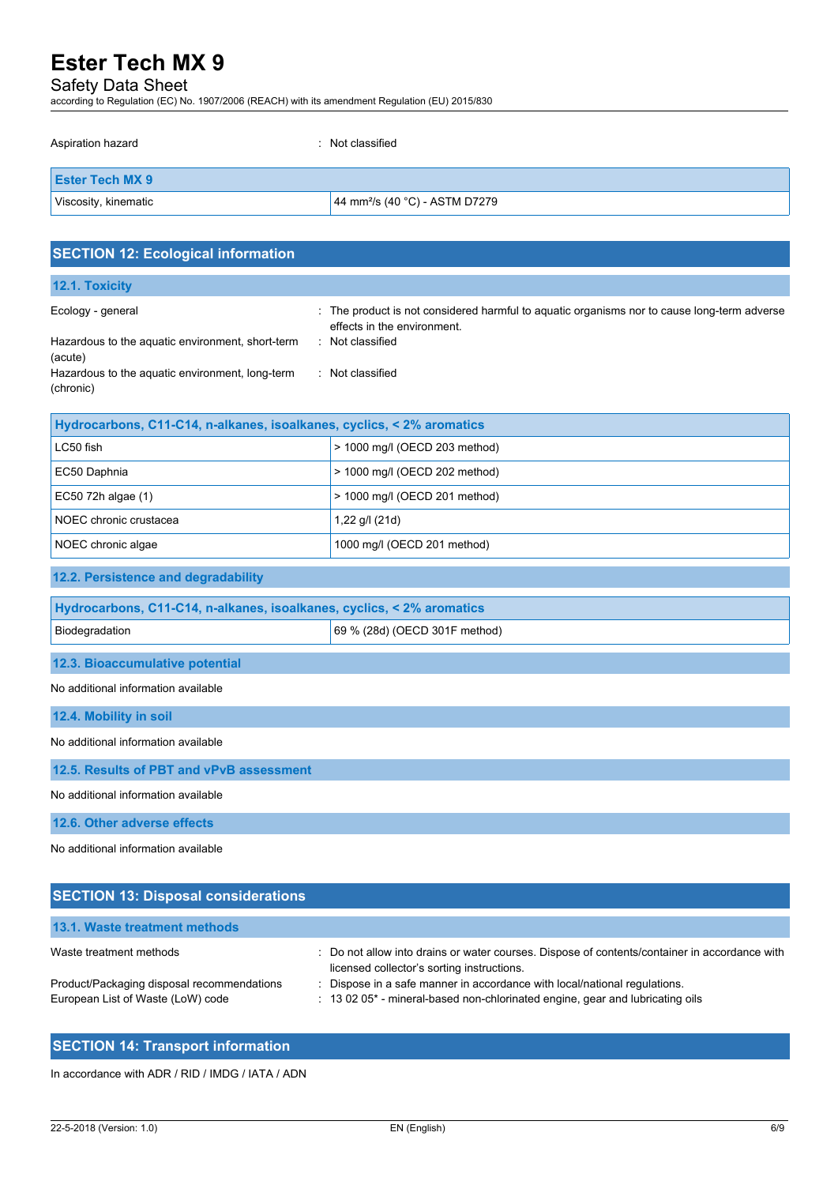Aspiration hazard : Not classified

| Ester Tech MX 9 | |
|---|---|
| Viscosity, kinematic | 44 mm²/s (40 °C) - ASTM D7279 |

## SECTION 12: Ecological information

### 12.1. Toxicity

Ecology - general : The product is not considered harmful to aquatic organisms nor to cause long-term adverse effects in the environment.

Hazardous to the aquatic environment, short-term (acute) : Not classified

Hazardous to the aquatic environment, long-term (chronic) : Not classified

| Hydrocarbons, C11-C14, n-alkanes, isoalkanes, cyclics, < 2% aromatics | |
|---|---|
| LC50 fish | > 1000 mg/l (OECD 203 method) |
| EC50 Daphnia | > 1000 mg/l (OECD 202 method) |
| EC50 72h algae (1) | > 1000 mg/l (OECD 201 method) |
| NOEC chronic crustacea | 1,22 g/l (21d) |
| NOEC chronic algae | 1000 mg/l (OECD 201 method) |

### 12.2. Persistence and degradability

| Hydrocarbons, C11-C14, n-alkanes, isoalkanes, cyclics, < 2% aromatics | |
|---|---|
| Biodegradation | 69 % (28d) (OECD 301F method) |

### 12.3. Bioaccumulative potential

No additional information available

### 12.4. Mobility in soil

No additional information available

### 12.5. Results of PBT and vPvB assessment

No additional information available

### 12.6. Other adverse effects

No additional information available

## SECTION 13: Disposal considerations

### 13.1. Waste treatment methods

Waste treatment methods : Do not allow into drains or water courses. Dispose of contents/container in accordance with licensed collector's sorting instructions.

Product/Packaging disposal recommendations : Dispose in a safe manner in accordance with local/national regulations.

European List of Waste (LoW) code : 13 02 05* - mineral-based non-chlorinated engine, gear and lubricating oils

## SECTION 14: Transport information

In accordance with ADR / RID / IMDG / IATA / ADN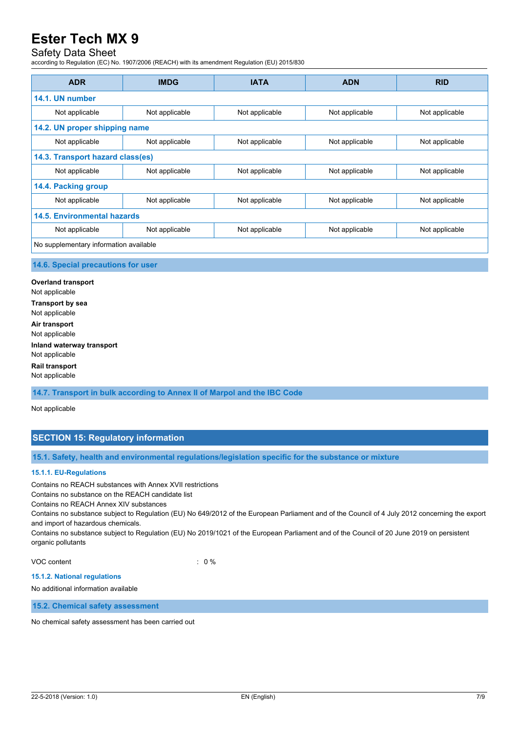| ADR | IMDG | IATA | ADN | RID |
|---|---|---|---|---|
| **14.1. UN number** | | | | |
| Not applicable | Not applicable | Not applicable | Not applicable | Not applicable |
| **14.2. UN proper shipping name** | | | | |
| Not applicable | Not applicable | Not applicable | Not applicable | Not applicable |
| **14.3. Transport hazard class(es)** | | | | |
| Not applicable | Not applicable | Not applicable | Not applicable | Not applicable |
| **14.4. Packing group** | | | | |
| Not applicable | Not applicable | Not applicable | Not applicable | Not applicable |
| **14.5. Environmental hazards** | | | | |
| Not applicable | Not applicable | Not applicable | Not applicable | Not applicable |
| No supplementary information available | | | | |

### 14.6. Special precautions for user

**Overland transport**
Not applicable

**Transport by sea**
Not applicable

**Air transport**
Not applicable

**Inland waterway transport**
Not applicable

**Rail transport**
Not applicable

### 14.7. Transport in bulk according to Annex II of Marpol and the IBC Code

Not applicable

## SECTION 15: Regulatory information

### 15.1. Safety, health and environmental regulations/legislation specific for the substance or mixture

#### 15.1.1. EU-Regulations

Contains no REACH substances with Annex XVII restrictions
Contains no substance on the REACH candidate list
Contains no REACH Annex XIV substances
Contains no substance subject to Regulation (EU) No 649/2012 of the European Parliament and of the Council of 4 July 2012 concerning the export and import of hazardous chemicals.
Contains no substance subject to Regulation (EU) No 2019/1021 of the European Parliament and of the Council of 20 June 2019 on persistent organic pollutants

VOC content : 0 %

#### 15.1.2. National regulations

No additional information available

### 15.2. Chemical safety assessment

No chemical safety assessment has been carried out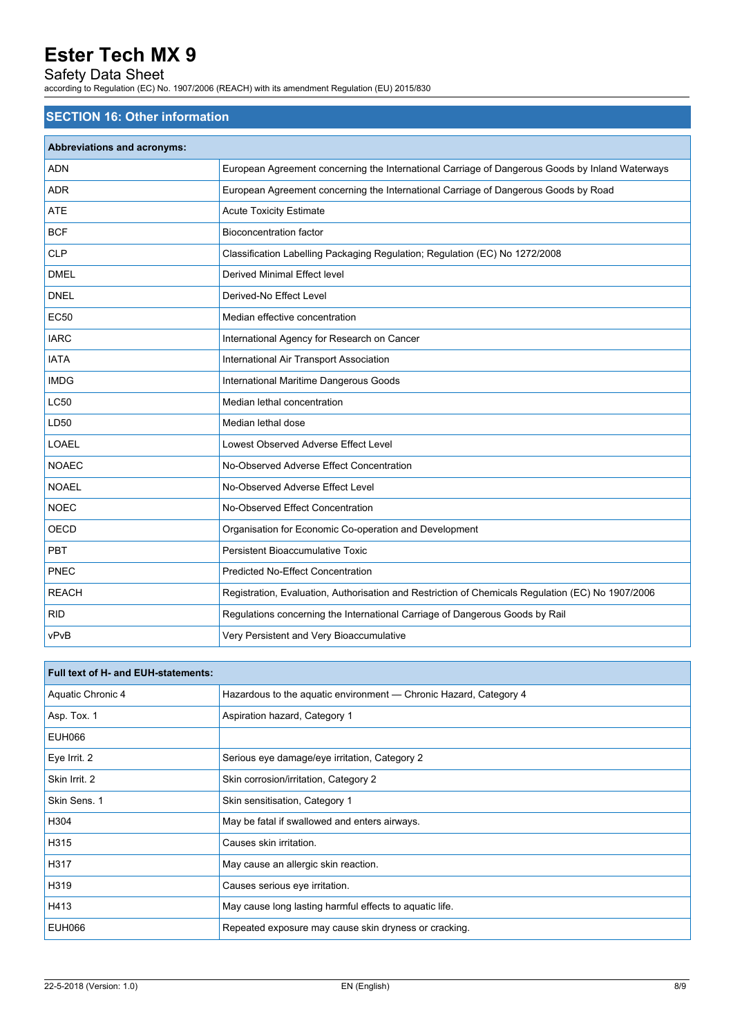## SECTION 16: Other information

| Abbreviations and acronyms: | |
|---|---|
| ADN | European Agreement concerning the International Carriage of Dangerous Goods by Inland Waterways |
| ADR | European Agreement concerning the International Carriage of Dangerous Goods by Road |
| ATE | Acute Toxicity Estimate |
| BCF | Bioconcentration factor |
| CLP | Classification Labelling Packaging Regulation; Regulation (EC) No 1272/2008 |
| DMEL | Derived Minimal Effect level |
| DNEL | Derived-No Effect Level |
| EC50 | Median effective concentration |
| IARC | International Agency for Research on Cancer |
| IATA | International Air Transport Association |
| IMDG | International Maritime Dangerous Goods |
| LC50 | Median lethal concentration |
| LD50 | Median lethal dose |
| LOAEL | Lowest Observed Adverse Effect Level |
| NOAEC | No-Observed Adverse Effect Concentration |
| NOAEL | No-Observed Adverse Effect Level |
| NOEC | No-Observed Effect Concentration |
| OECD | Organisation for Economic Co-operation and Development |
| PBT | Persistent Bioaccumulative Toxic |
| PNEC | Predicted No-Effect Concentration |
| REACH | Registration, Evaluation, Authorisation and Restriction of Chemicals Regulation (EC) No 1907/2006 |
| RID | Regulations concerning the International Carriage of Dangerous Goods by Rail |
| vPvB | Very Persistent and Very Bioaccumulative |

| Full text of H- and EUH-statements: | |
|---|---|
| Aquatic Chronic 4 | Hazardous to the aquatic environment — Chronic Hazard, Category 4 |
| Asp. Tox. 1 | Aspiration hazard, Category 1 |
| EUH066 | |
| Eye Irrit. 2 | Serious eye damage/eye irritation, Category 2 |
| Skin Irrit. 2 | Skin corrosion/irritation, Category 2 |
| Skin Sens. 1 | Skin sensitisation, Category 1 |
| H304 | May be fatal if swallowed and enters airways. |
| H315 | Causes skin irritation. |
| H317 | May cause an allergic skin reaction. |
| H319 | Causes serious eye irritation. |
| H413 | May cause long lasting harmful effects to aquatic life. |
| EUH066 | Repeated exposure may cause skin dryness or cracking. |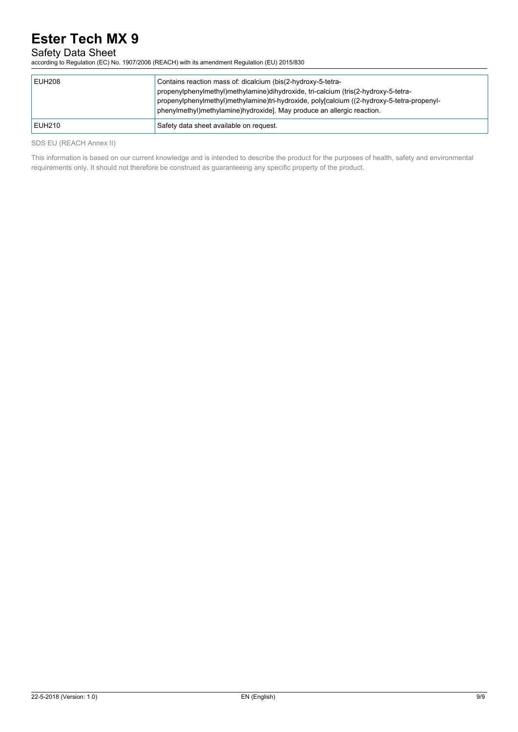| | |
|---|---|
| EUH208 | Contains reaction mass of: dicalcium (bis(2-hydroxy-5-tetra-propenylphenylmethyl)methylamine)dihydroxide, tri-calcium (tris(2-hydroxy-5-tetra-propenylphenylmethyl)methylamine)tri-hydroxide, poly[calcium ((2-hydroxy-5-tetra-propenyl-phenylmethyl)methylamine)hydroxide]. May produce an allergic reaction. |
| EUH210 | Safety data sheet available on request. |

SDS EU (REACH Annex II)

This information is based on our current knowledge and is intended to describe the product for the purposes of health, safety and environmental requirements only. It should not therefore be construed as guaranteeing any specific property of the product.